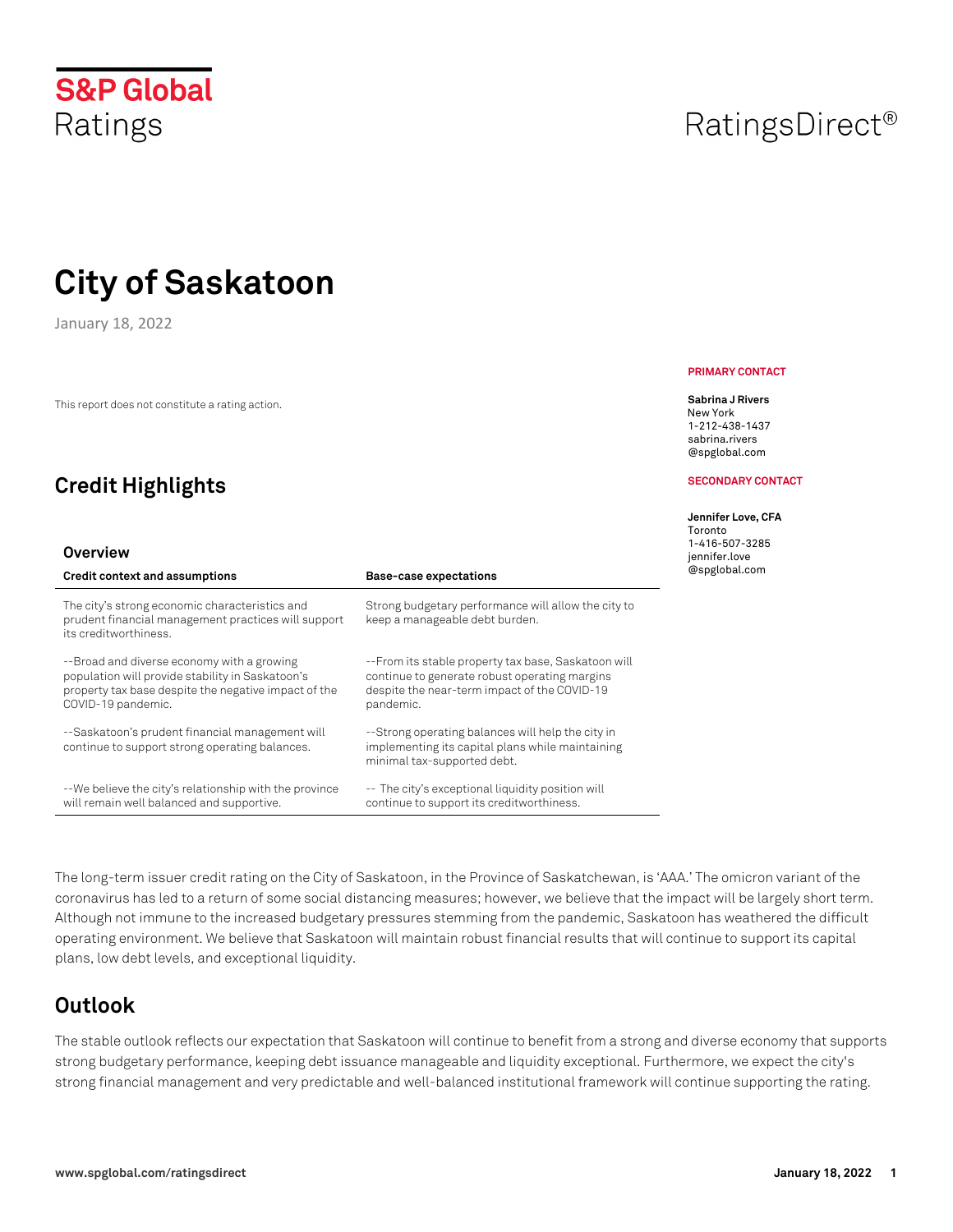S&P Global Ratings

RatingsDirect®

# City of Saskatoon

January 18, 2022

This report does not constitute a rating action.

**PRIMARY CONTACT**

**Sabrina J Rivers**
New York
1-212-438-1437
sabrina.rivers@spglobal.com

**SECONDARY CONTACT**

**Jennifer Love, CFA**
Toronto
1-416-507-3285
jennifer.love@spglobal.com

## Credit Highlights

### Overview

| Credit context and assumptions | Base-case expectations |
|---|---|
| The city's strong economic characteristics and prudent financial management practices will support its creditworthiness. | Strong budgetary performance will allow the city to keep a manageable debt burden. |
| --Broad and diverse economy with a growing population will provide stability in Saskatoon's property tax base despite the negative impact of the COVID-19 pandemic. | --From its stable property tax base, Saskatoon will continue to generate robust operating margins despite the near-term impact of the COVID-19 pandemic. |
| --Saskatoon's prudent financial management will continue to support strong operating balances. | --Strong operating balances will help the city in implementing its capital plans while maintaining minimal tax-supported debt. |
| --We believe the city's relationship with the province will remain well balanced and supportive. | -- The city's exceptional liquidity position will continue to support its creditworthiness. |

The long-term issuer credit rating on the City of Saskatoon, in the Province of Saskatchewan, is 'AAA.' The omicron variant of the coronavirus has led to a return of some social distancing measures; however, we believe that the impact will be largely short term. Although not immune to the increased budgetary pressures stemming from the pandemic, Saskatoon has weathered the difficult operating environment. We believe that Saskatoon will maintain robust financial results that will continue to support its capital plans, low debt levels, and exceptional liquidity.

## Outlook

The stable outlook reflects our expectation that Saskatoon will continue to benefit from a strong and diverse economy that supports strong budgetary performance, keeping debt issuance manageable and liquidity exceptional. Furthermore, we expect the city's strong financial management and very predictable and well-balanced institutional framework will continue supporting the rating.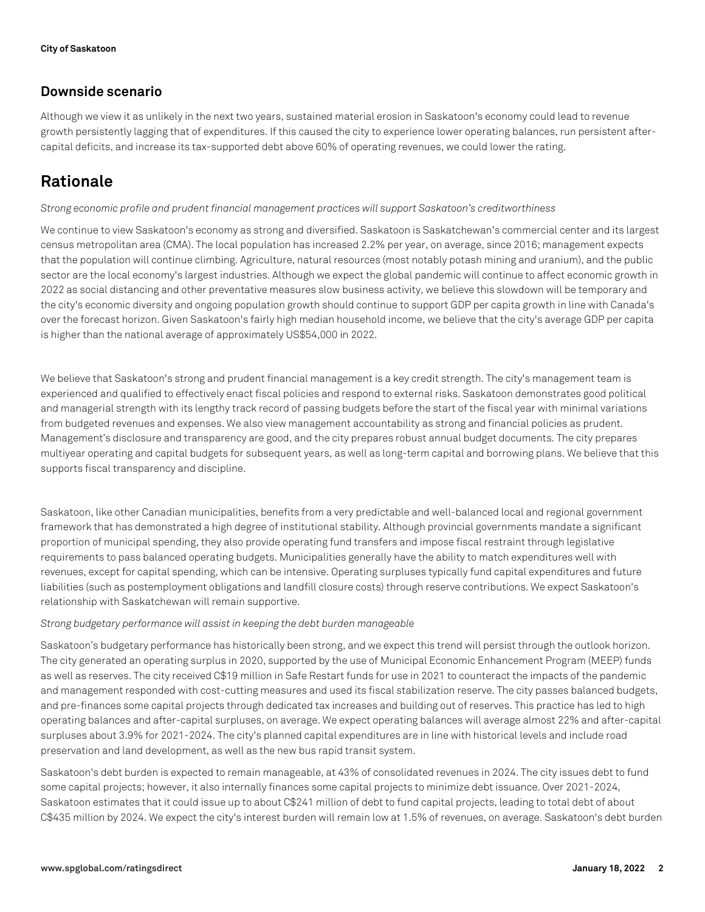### Downside scenario

Although we view it as unlikely in the next two years, sustained material erosion in Saskatoon's economy could lead to revenue growth persistently lagging that of expenditures. If this caused the city to experience lower operating balances, run persistent after-capital deficits, and increase its tax-supported debt above 60% of operating revenues, we could lower the rating.

## Rationale

*Strong economic profile and prudent financial management practices will support Saskatoon's creditworthiness*

We continue to view Saskatoon's economy as strong and diversified. Saskatoon is Saskatchewan's commercial center and its largest census metropolitan area (CMA). The local population has increased 2.2% per year, on average, since 2016; management expects that the population will continue climbing. Agriculture, natural resources (most notably potash mining and uranium), and the public sector are the local economy's largest industries. Although we expect the global pandemic will continue to affect economic growth in 2022 as social distancing and other preventative measures slow business activity, we believe this slowdown will be temporary and the city's economic diversity and ongoing population growth should continue to support GDP per capita growth in line with Canada's over the forecast horizon. Given Saskatoon's fairly high median household income, we believe that the city's average GDP per capita is higher than the national average of approximately US$54,000 in 2022.

We believe that Saskatoon's strong and prudent financial management is a key credit strength. The city's management team is experienced and qualified to effectively enact fiscal policies and respond to external risks. Saskatoon demonstrates good political and managerial strength with its lengthy track record of passing budgets before the start of the fiscal year with minimal variations from budgeted revenues and expenses. We also view management accountability as strong and financial policies as prudent. Management's disclosure and transparency are good, and the city prepares robust annual budget documents. The city prepares multiyear operating and capital budgets for subsequent years, as well as long-term capital and borrowing plans. We believe that this supports fiscal transparency and discipline.

Saskatoon, like other Canadian municipalities, benefits from a very predictable and well-balanced local and regional government framework that has demonstrated a high degree of institutional stability. Although provincial governments mandate a significant proportion of municipal spending, they also provide operating fund transfers and impose fiscal restraint through legislative requirements to pass balanced operating budgets. Municipalities generally have the ability to match expenditures well with revenues, except for capital spending, which can be intensive. Operating surpluses typically fund capital expenditures and future liabilities (such as postemployment obligations and landfill closure costs) through reserve contributions. We expect Saskatoon's relationship with Saskatchewan will remain supportive.

*Strong budgetary performance will assist in keeping the debt burden manageable*

Saskatoon's budgetary performance has historically been strong, and we expect this trend will persist through the outlook horizon. The city generated an operating surplus in 2020, supported by the use of Municipal Economic Enhancement Program (MEEP) funds as well as reserves. The city received C$19 million in Safe Restart funds for use in 2021 to counteract the impacts of the pandemic and management responded with cost-cutting measures and used its fiscal stabilization reserve. The city passes balanced budgets, and pre-finances some capital projects through dedicated tax increases and building out of reserves. This practice has led to high operating balances and after-capital surpluses, on average. We expect operating balances will average almost 22% and after-capital surpluses about 3.9% for 2021-2024. The city's planned capital expenditures are in line with historical levels and include road preservation and land development, as well as the new bus rapid transit system.

Saskatoon's debt burden is expected to remain manageable, at 43% of consolidated revenues in 2024. The city issues debt to fund some capital projects; however, it also internally finances some capital projects to minimize debt issuance. Over 2021-2024, Saskatoon estimates that it could issue up to about C$241 million of debt to fund capital projects, leading to total debt of about C$435 million by 2024. We expect the city's interest burden will remain low at 1.5% of revenues, on average. Saskatoon's debt burden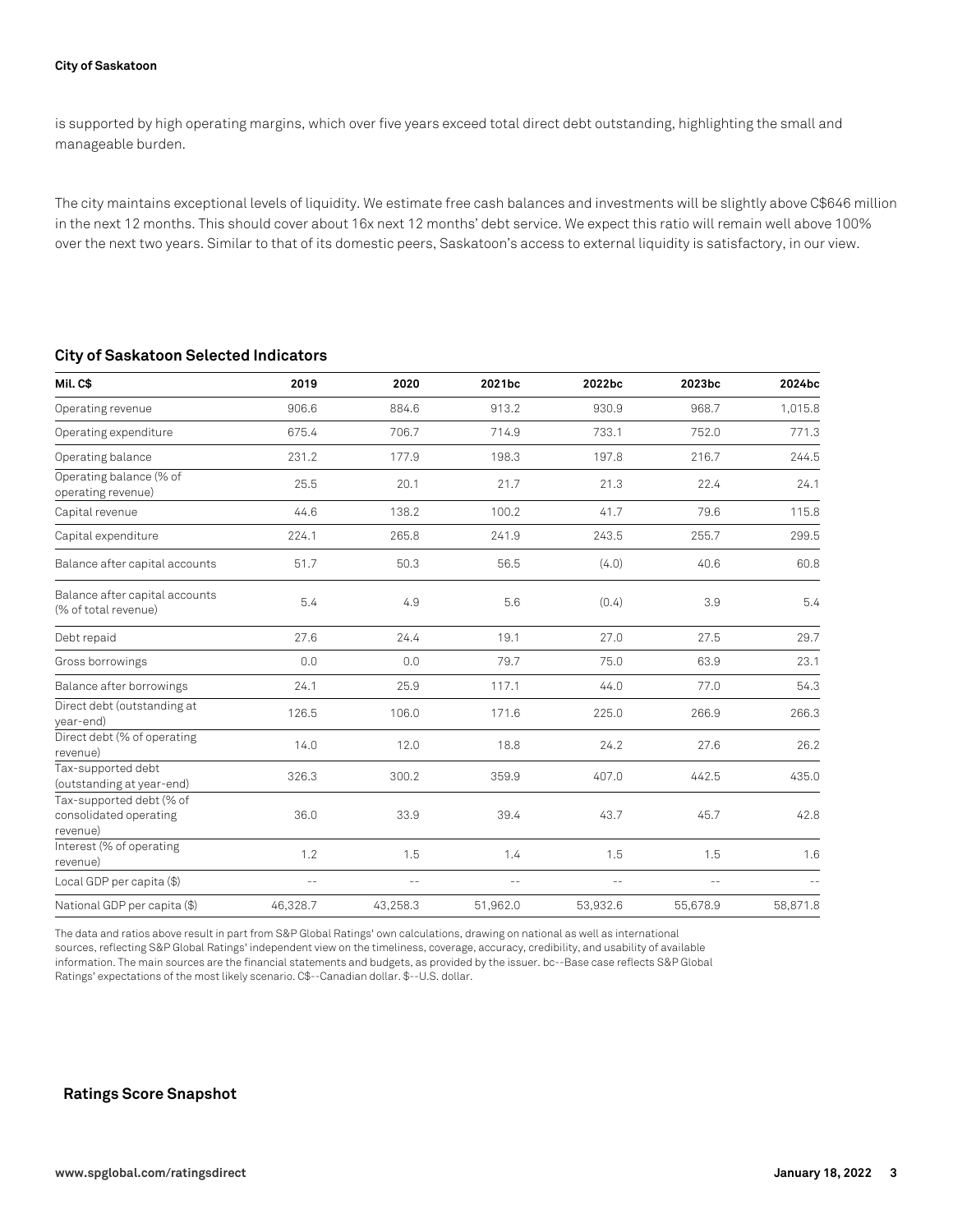is supported by high operating margins, which over five years exceed total direct debt outstanding, highlighting the small and manageable burden.

The city maintains exceptional levels of liquidity. We estimate free cash balances and investments will be slightly above C$646 million in the next 12 months. This should cover about 16x next 12 months' debt service. We expect this ratio will remain well above 100% over the next two years. Similar to that of its domestic peers, Saskatoon's access to external liquidity is satisfactory, in our view.

### City of Saskatoon Selected Indicators

| Mil. C$ | 2019 | 2020 | 2021bc | 2022bc | 2023bc | 2024bc |
|---|---|---|---|---|---|---|
| Operating revenue | 906.6 | 884.6 | 913.2 | 930.9 | 968.7 | 1,015.8 |
| Operating expenditure | 675.4 | 706.7 | 714.9 | 733.1 | 752.0 | 771.3 |
| Operating balance | 231.2 | 177.9 | 198.3 | 197.8 | 216.7 | 244.5 |
| Operating balance (% of operating revenue) | 25.5 | 20.1 | 21.7 | 21.3 | 22.4 | 24.1 |
| Capital revenue | 44.6 | 138.2 | 100.2 | 41.7 | 79.6 | 115.8 |
| Capital expenditure | 224.1 | 265.8 | 241.9 | 243.5 | 255.7 | 299.5 |
| Balance after capital accounts | 51.7 | 50.3 | 56.5 | (4.0) | 40.6 | 60.8 |
| Balance after capital accounts (% of total revenue) | 5.4 | 4.9 | 5.6 | (0.4) | 3.9 | 5.4 |
| Debt repaid | 27.6 | 24.4 | 19.1 | 27.0 | 27.5 | 29.7 |
| Gross borrowings | 0.0 | 0.0 | 79.7 | 75.0 | 63.9 | 23.1 |
| Balance after borrowings | 24.1 | 25.9 | 117.1 | 44.0 | 77.0 | 54.3 |
| Direct debt (outstanding at year-end) | 126.5 | 106.0 | 171.6 | 225.0 | 266.9 | 266.3 |
| Direct debt (% of operating revenue) | 14.0 | 12.0 | 18.8 | 24.2 | 27.6 | 26.2 |
| Tax-supported debt (outstanding at year-end) | 326.3 | 300.2 | 359.9 | 407.0 | 442.5 | 435.0 |
| Tax-supported debt (% of consolidated operating revenue) | 36.0 | 33.9 | 39.4 | 43.7 | 45.7 | 42.8 |
| Interest (% of operating revenue) | 1.2 | 1.5 | 1.4 | 1.5 | 1.5 | 1.6 |
| Local GDP per capita ($) | -- | -- | -- | -- | -- | -- |
| National GDP per capita ($) | 46,328.7 | 43,258.3 | 51,962.0 | 53,932.6 | 55,678.9 | 58,871.8 |

The data and ratios above result in part from S&P Global Ratings' own calculations, drawing on national as well as international sources, reflecting S&P Global Ratings' independent view on the timeliness, coverage, accuracy, credibility, and usability of available information. The main sources are the financial statements and budgets, as provided by the issuer. bc--Base case reflects S&P Global Ratings' expectations of the most likely scenario. C$--Canadian dollar. $--U.S. dollar.

### Ratings Score Snapshot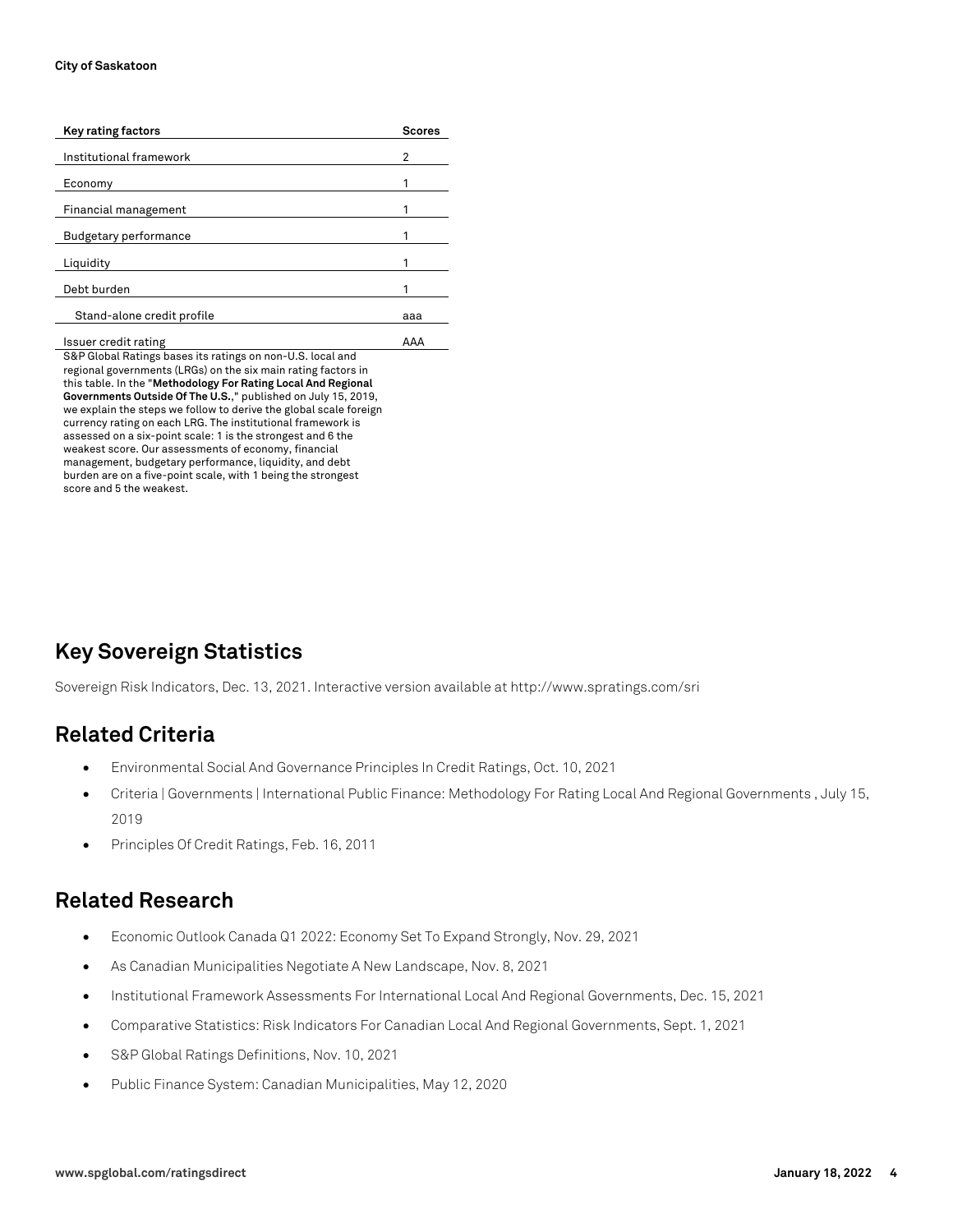| Key rating factors | Scores |
|---|---|
| Institutional framework | 2 |
| Economy | 1 |
| Financial management | 1 |
| Budgetary performance | 1 |
| Liquidity | 1 |
| Debt burden | 1 |
| Stand-alone credit profile | aaa |
| Issuer credit rating | AAA |

S&P Global Ratings bases its ratings on non-U.S. local and regional governments (LRGs) on the six main rating factors in this table. In the "**Methodology For Rating Local And Regional Governments Outside Of The U.S.**," published on July 15, 2019, we explain the steps we follow to derive the global scale foreign currency rating on each LRG. The institutional framework is assessed on a six-point scale: 1 is the strongest and 6 the weakest score. Our assessments of economy, financial management, budgetary performance, liquidity, and debt burden are on a five-point scale, with 1 being the strongest score and 5 the weakest.

## Key Sovereign Statistics

Sovereign Risk Indicators, Dec. 13, 2021. Interactive version available at http://www.spratings.com/sri

## Related Criteria

- Environmental Social And Governance Principles In Credit Ratings, Oct. 10, 2021
- Criteria | Governments | International Public Finance: Methodology For Rating Local And Regional Governments , July 15, 2019
- Principles Of Credit Ratings, Feb. 16, 2011

## Related Research

- Economic Outlook Canada Q1 2022: Economy Set To Expand Strongly, Nov. 29, 2021
- As Canadian Municipalities Negotiate A New Landscape, Nov. 8, 2021
- Institutional Framework Assessments For International Local And Regional Governments, Dec. 15, 2021
- Comparative Statistics: Risk Indicators For Canadian Local And Regional Governments, Sept. 1, 2021
- S&P Global Ratings Definitions, Nov. 10, 2021
- Public Finance System: Canadian Municipalities, May 12, 2020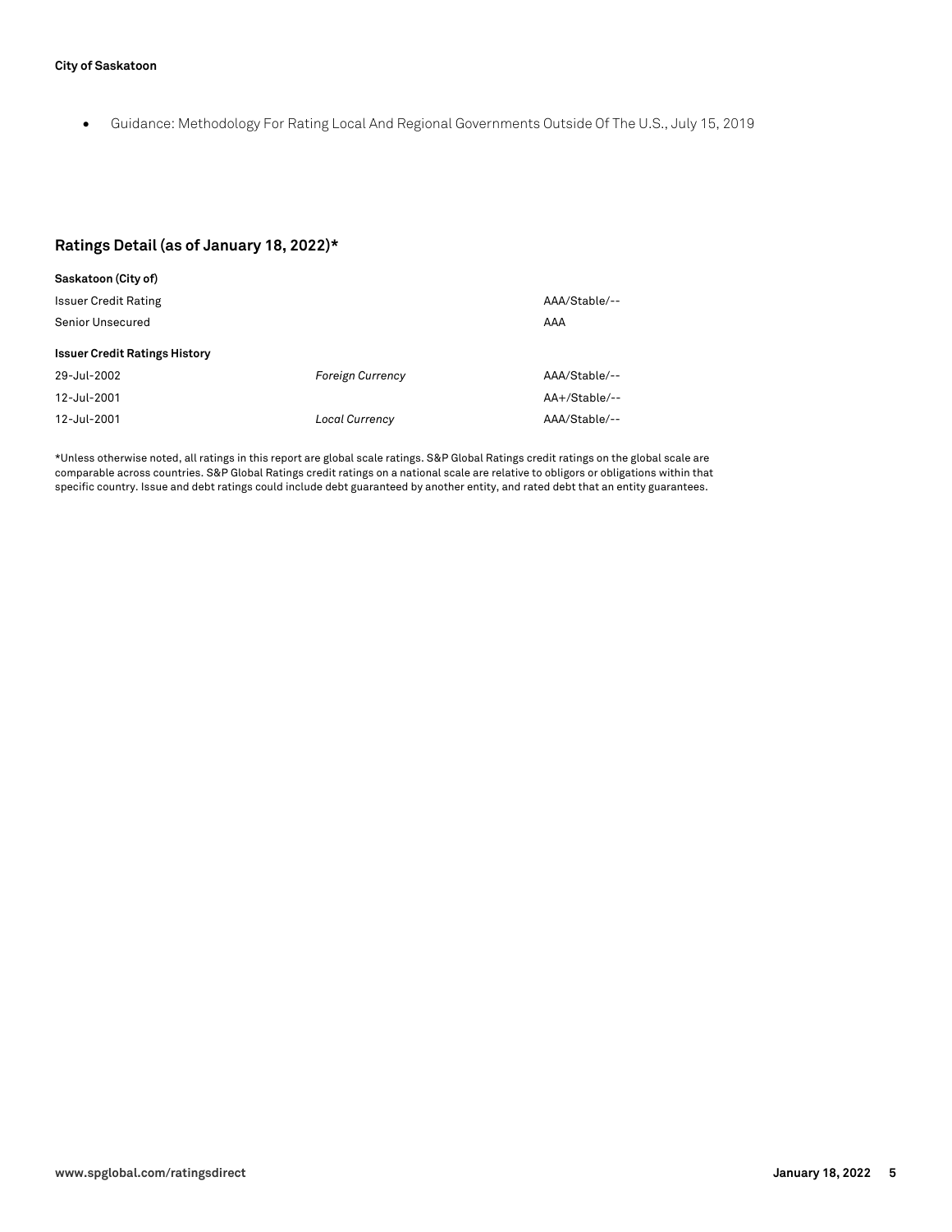- Guidance: Methodology For Rating Local And Regional Governments Outside Of The U.S., July 15, 2019

## Ratings Detail (as of January 18, 2022)*

| **Saskatoon (City of)** | | |
| --- | --- | --- |
| Issuer Credit Rating | | AAA/Stable/-- |
| Senior Unsecured | | AAA |
| **Issuer Credit Ratings History** | | |
| 29-Jul-2002 | *Foreign Currency* | AAA/Stable/-- |
| 12-Jul-2001 | | AA+/Stable/-- |
| 12-Jul-2001 | *Local Currency* | AAA/Stable/-- |

*Unless otherwise noted, all ratings in this report are global scale ratings. S&P Global Ratings credit ratings on the global scale are comparable across countries. S&P Global Ratings credit ratings on a national scale are relative to obligors or obligations within that specific country. Issue and debt ratings could include debt guaranteed by another entity, and rated debt that an entity guarantees.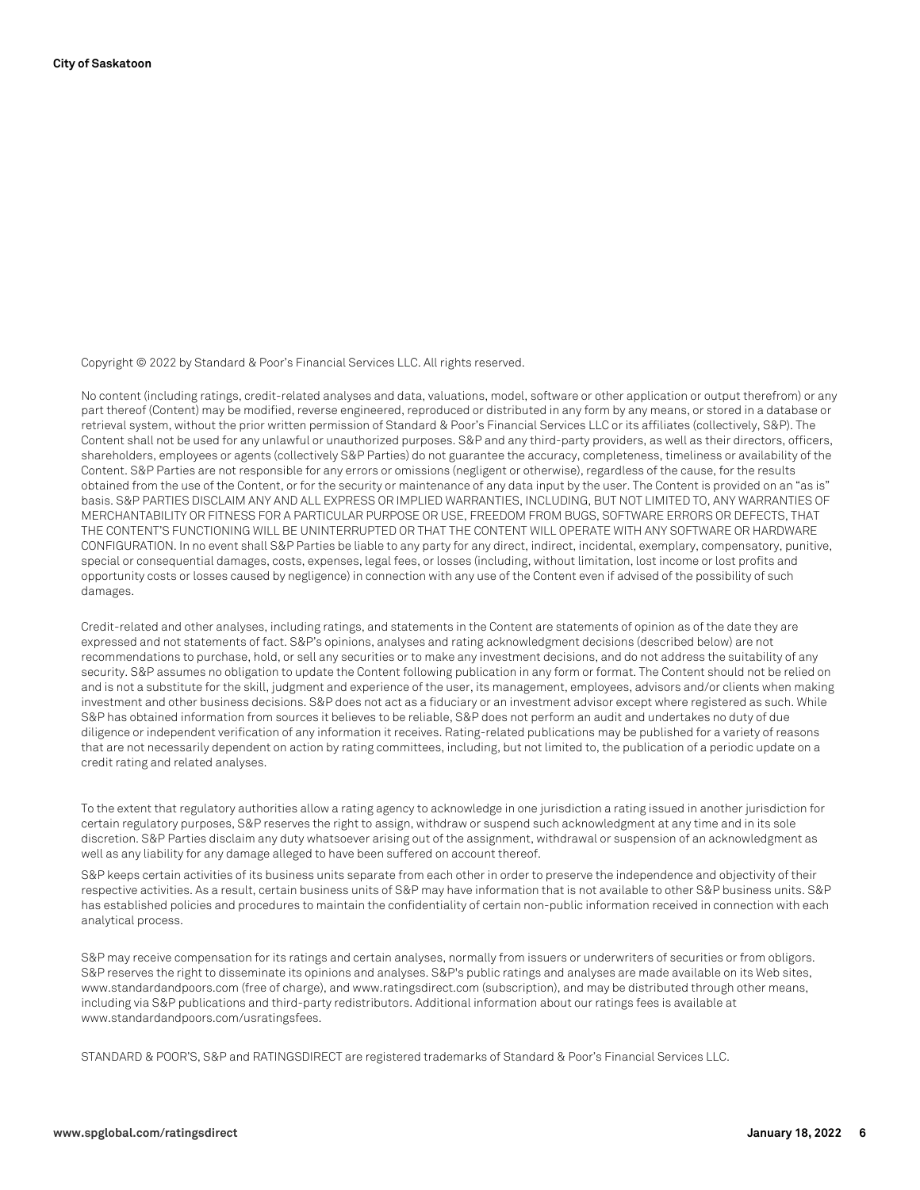Copyright © 2022 by Standard & Poor's Financial Services LLC. All rights reserved.

No content (including ratings, credit-related analyses and data, valuations, model, software or other application or output therefrom) or any part thereof (Content) may be modified, reverse engineered, reproduced or distributed in any form by any means, or stored in a database or retrieval system, without the prior written permission of Standard & Poor's Financial Services LLC or its affiliates (collectively, S&P). The Content shall not be used for any unlawful or unauthorized purposes. S&P and any third-party providers, as well as their directors, officers, shareholders, employees or agents (collectively S&P Parties) do not guarantee the accuracy, completeness, timeliness or availability of the Content. S&P Parties are not responsible for any errors or omissions (negligent or otherwise), regardless of the cause, for the results obtained from the use of the Content, or for the security or maintenance of any data input by the user. The Content is provided on an "as is" basis. S&P PARTIES DISCLAIM ANY AND ALL EXPRESS OR IMPLIED WARRANTIES, INCLUDING, BUT NOT LIMITED TO, ANY WARRANTIES OF MERCHANTABILITY OR FITNESS FOR A PARTICULAR PURPOSE OR USE, FREEDOM FROM BUGS, SOFTWARE ERRORS OR DEFECTS, THAT THE CONTENT'S FUNCTIONING WILL BE UNINTERRUPTED OR THAT THE CONTENT WILL OPERATE WITH ANY SOFTWARE OR HARDWARE CONFIGURATION. In no event shall S&P Parties be liable to any party for any direct, indirect, incidental, exemplary, compensatory, punitive, special or consequential damages, costs, expenses, legal fees, or losses (including, without limitation, lost income or lost profits and opportunity costs or losses caused by negligence) in connection with any use of the Content even if advised of the possibility of such damages.

Credit-related and other analyses, including ratings, and statements in the Content are statements of opinion as of the date they are expressed and not statements of fact. S&P's opinions, analyses and rating acknowledgment decisions (described below) are not recommendations to purchase, hold, or sell any securities or to make any investment decisions, and do not address the suitability of any security. S&P assumes no obligation to update the Content following publication in any form or format. The Content should not be relied on and is not a substitute for the skill, judgment and experience of the user, its management, employees, advisors and/or clients when making investment and other business decisions. S&P does not act as a fiduciary or an investment advisor except where registered as such. While S&P has obtained information from sources it believes to be reliable, S&P does not perform an audit and undertakes no duty of due diligence or independent verification of any information it receives. Rating-related publications may be published for a variety of reasons that are not necessarily dependent on action by rating committees, including, but not limited to, the publication of a periodic update on a credit rating and related analyses.

To the extent that regulatory authorities allow a rating agency to acknowledge in one jurisdiction a rating issued in another jurisdiction for certain regulatory purposes, S&P reserves the right to assign, withdraw or suspend such acknowledgment at any time and in its sole discretion. S&P Parties disclaim any duty whatsoever arising out of the assignment, withdrawal or suspension of an acknowledgment as well as any liability for any damage alleged to have been suffered on account thereof.

S&P keeps certain activities of its business units separate from each other in order to preserve the independence and objectivity of their respective activities. As a result, certain business units of S&P may have information that is not available to other S&P business units. S&P has established policies and procedures to maintain the confidentiality of certain non-public information received in connection with each analytical process.

S&P may receive compensation for its ratings and certain analyses, normally from issuers or underwriters of securities or from obligors. S&P reserves the right to disseminate its opinions and analyses. S&P's public ratings and analyses are made available on its Web sites, www.standardandpoors.com (free of charge), and www.ratingsdirect.com (subscription), and may be distributed through other means, including via S&P publications and third-party redistributors. Additional information about our ratings fees is available at www.standardandpoors.com/usratingsfees.

STANDARD & POOR'S, S&P and RATINGSDIRECT are registered trademarks of Standard & Poor's Financial Services LLC.